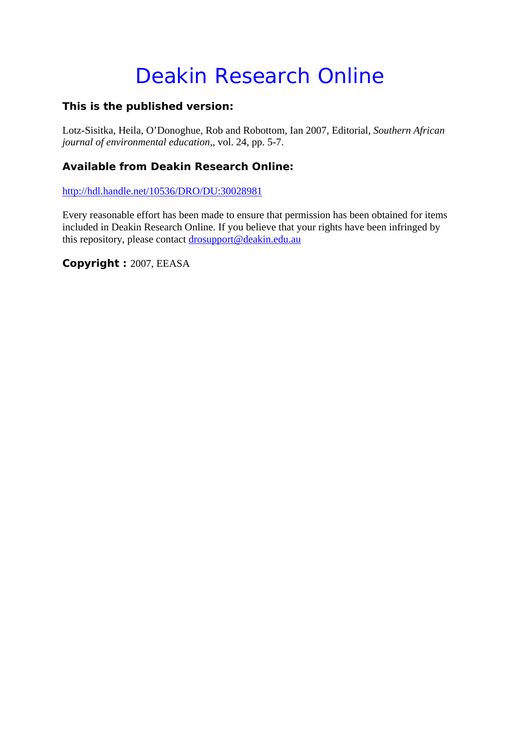# Deakin Research Online

### This is the published version:

Lotz-Sisitka, Heila, O'Donoghue, Rob and Robottom, Ian 2007, Editorial, *Southern African journal of environmental education*,, vol. 24, pp. 5-7.

### Available from Deakin Research Online:

http://hdl.handle.net/10536/DRO/DU:30028981

Every reasonable effort has been made to ensure that permission has been obtained for items included in Deakin Research Online. If you believe that your rights have been infringed by this repository, please contact drosupport@deakin.edu.au

**Copyright :** 2007, EEASA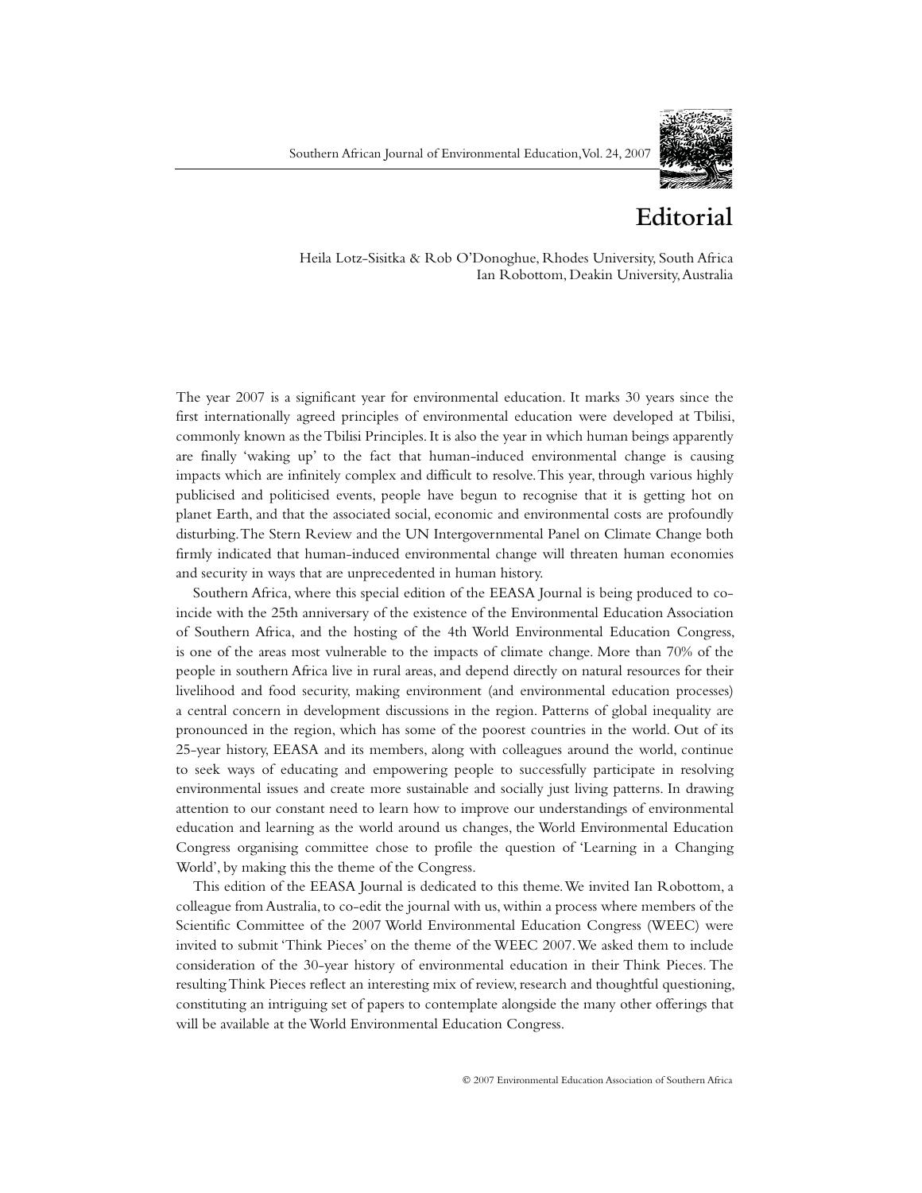# Editorial

Heila Lotz-Sisitka & Rob O'Donoghue, Rhodes University, South Africa
Ian Robottom, Deakin University, Australia

The year 2007 is a significant year for environmental education. It marks 30 years since the first internationally agreed principles of environmental education were developed at Tbilisi, commonly known as the Tbilisi Principles. It is also the year in which human beings apparently are finally 'waking up' to the fact that human-induced environmental change is causing impacts which are infinitely complex and difficult to resolve. This year, through various highly publicised and politicised events, people have begun to recognise that it is getting hot on planet Earth, and that the associated social, economic and environmental costs are profoundly disturbing. The Stern Review and the UN Intergovernmental Panel on Climate Change both firmly indicated that human-induced environmental change will threaten human economies and security in ways that are unprecedented in human history.

Southern Africa, where this special edition of the EEASA Journal is being produced to coincide with the 25th anniversary of the existence of the Environmental Education Association of Southern Africa, and the hosting of the 4th World Environmental Education Congress, is one of the areas most vulnerable to the impacts of climate change. More than 70% of the people in southern Africa live in rural areas, and depend directly on natural resources for their livelihood and food security, making environment (and environmental education processes) a central concern in development discussions in the region. Patterns of global inequality are pronounced in the region, which has some of the poorest countries in the world. Out of its 25-year history, EEASA and its members, along with colleagues around the world, continue to seek ways of educating and empowering people to successfully participate in resolving environmental issues and create more sustainable and socially just living patterns. In drawing attention to our constant need to learn how to improve our understandings of environmental education and learning as the world around us changes, the World Environmental Education Congress organising committee chose to profile the question of 'Learning in a Changing World', by making this the theme of the Congress.

This edition of the EEASA Journal is dedicated to this theme. We invited Ian Robottom, a colleague from Australia, to co-edit the journal with us, within a process where members of the Scientific Committee of the 2007 World Environmental Education Congress (WEEC) were invited to submit 'Think Pieces' on the theme of the WEEC 2007. We asked them to include consideration of the 30-year history of environmental education in their Think Pieces. The resulting Think Pieces reflect an interesting mix of review, research and thoughtful questioning, constituting an intriguing set of papers to contemplate alongside the many other offerings that will be available at the World Environmental Education Congress.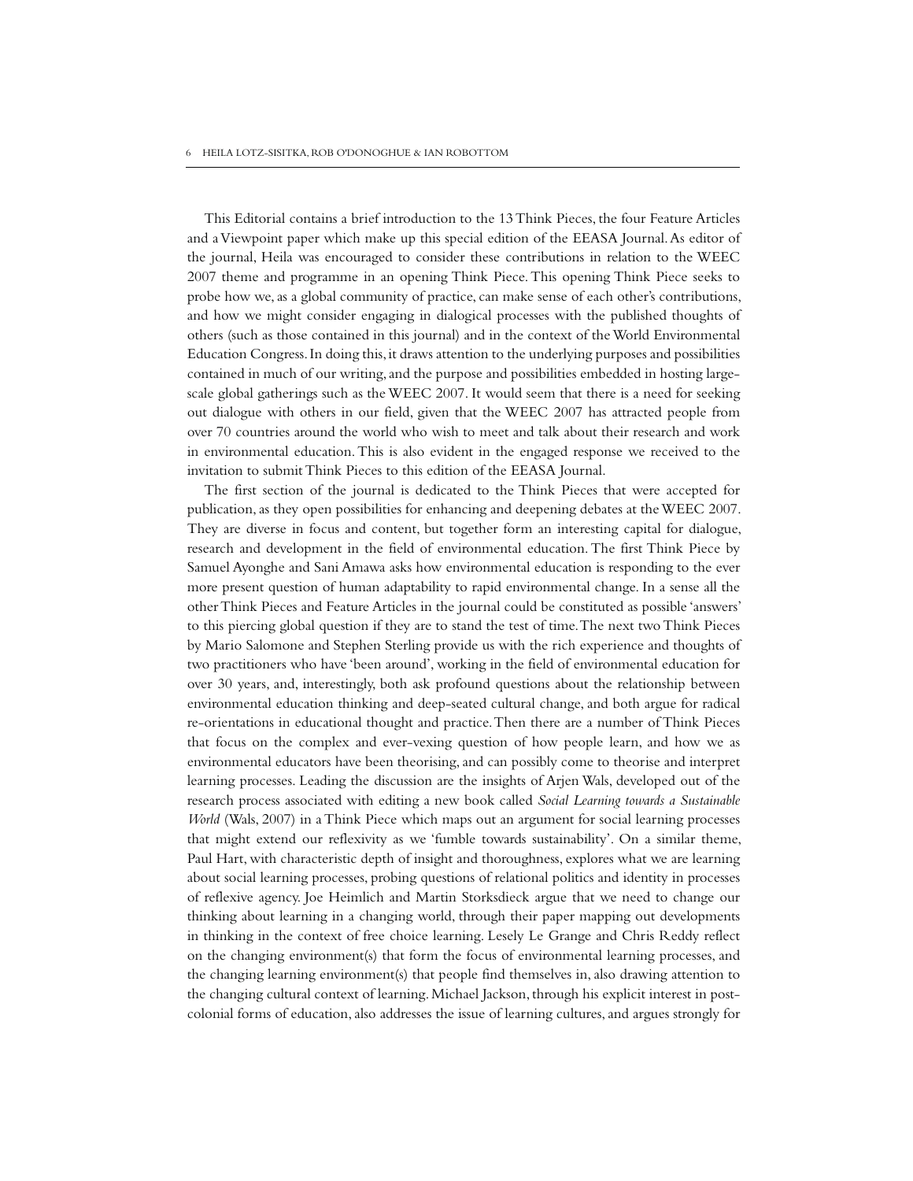This Editorial contains a brief introduction to the 13 Think Pieces, the four Feature Articles and a Viewpoint paper which make up this special edition of the EEASA Journal. As editor of the journal, Heila was encouraged to consider these contributions in relation to the WEEC 2007 theme and programme in an opening Think Piece. This opening Think Piece seeks to probe how we, as a global community of practice, can make sense of each other's contributions, and how we might consider engaging in dialogical processes with the published thoughts of others (such as those contained in this journal) and in the context of the World Environmental Education Congress. In doing this, it draws attention to the underlying purposes and possibilities contained in much of our writing, and the purpose and possibilities embedded in hosting large-scale global gatherings such as the WEEC 2007. It would seem that there is a need for seeking out dialogue with others in our field, given that the WEEC 2007 has attracted people from over 70 countries around the world who wish to meet and talk about their research and work in environmental education. This is also evident in the engaged response we received to the invitation to submit Think Pieces to this edition of the EEASA Journal.

The first section of the journal is dedicated to the Think Pieces that were accepted for publication, as they open possibilities for enhancing and deepening debates at the WEEC 2007. They are diverse in focus and content, but together form an interesting capital for dialogue, research and development in the field of environmental education. The first Think Piece by Samuel Ayonghe and Sani Amawa asks how environmental education is responding to the ever more present question of human adaptability to rapid environmental change. In a sense all the other Think Pieces and Feature Articles in the journal could be constituted as possible 'answers' to this piercing global question if they are to stand the test of time. The next two Think Pieces by Mario Salomone and Stephen Sterling provide us with the rich experience and thoughts of two practitioners who have 'been around', working in the field of environmental education for over 30 years, and, interestingly, both ask profound questions about the relationship between environmental education thinking and deep-seated cultural change, and both argue for radical re-orientations in educational thought and practice. Then there are a number of Think Pieces that focus on the complex and ever-vexing question of how people learn, and how we as environmental educators have been theorising, and can possibly come to theorise and interpret learning processes. Leading the discussion are the insights of Arjen Wals, developed out of the research process associated with editing a new book called *Social Learning towards a Sustainable World* (Wals, 2007) in a Think Piece which maps out an argument for social learning processes that might extend our reflexivity as we 'fumble towards sustainability'. On a similar theme, Paul Hart, with characteristic depth of insight and thoroughness, explores what we are learning about social learning processes, probing questions of relational politics and identity in processes of reflexive agency. Joe Heimlich and Martin Storksdieck argue that we need to change our thinking about learning in a changing world, through their paper mapping out developments in thinking in the context of free choice learning. Lesely Le Grange and Chris Reddy reflect on the changing environment(s) that form the focus of environmental learning processes, and the changing learning environment(s) that people find themselves in, also drawing attention to the changing cultural context of learning. Michael Jackson, through his explicit interest in post-colonial forms of education, also addresses the issue of learning cultures, and argues strongly for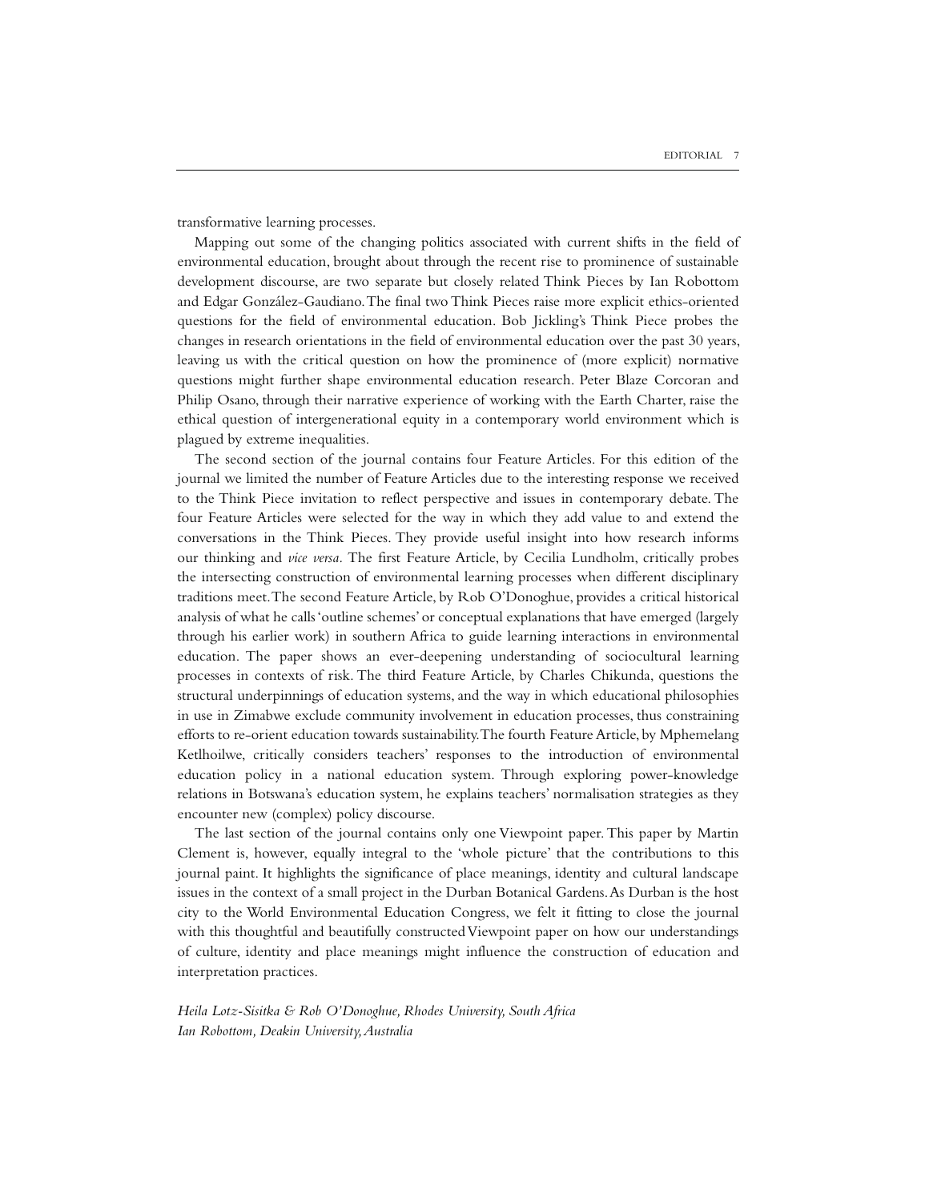transformative learning processes.

Mapping out some of the changing politics associated with current shifts in the field of environmental education, brought about through the recent rise to prominence of sustainable development discourse, are two separate but closely related Think Pieces by Ian Robottom and Edgar González-Gaudiano. The final two Think Pieces raise more explicit ethics-oriented questions for the field of environmental education. Bob Jickling's Think Piece probes the changes in research orientations in the field of environmental education over the past 30 years, leaving us with the critical question on how the prominence of (more explicit) normative questions might further shape environmental education research. Peter Blaze Corcoran and Philip Osano, through their narrative experience of working with the Earth Charter, raise the ethical question of intergenerational equity in a contemporary world environment which is plagued by extreme inequalities.

The second section of the journal contains four Feature Articles. For this edition of the journal we limited the number of Feature Articles due to the interesting response we received to the Think Piece invitation to reflect perspective and issues in contemporary debate. The four Feature Articles were selected for the way in which they add value to and extend the conversations in the Think Pieces. They provide useful insight into how research informs our thinking and *vice versa*. The first Feature Article, by Cecilia Lundholm, critically probes the intersecting construction of environmental learning processes when different disciplinary traditions meet. The second Feature Article, by Rob O'Donoghue, provides a critical historical analysis of what he calls 'outline schemes' or conceptual explanations that have emerged (largely through his earlier work) in southern Africa to guide learning interactions in environmental education. The paper shows an ever-deepening understanding of sociocultural learning processes in contexts of risk. The third Feature Article, by Charles Chikunda, questions the structural underpinnings of education systems, and the way in which educational philosophies in use in Zimabwe exclude community involvement in education processes, thus constraining efforts to re-orient education towards sustainability. The fourth Feature Article, by Mphemelang Ketlhoilwe, critically considers teachers' responses to the introduction of environmental education policy in a national education system. Through exploring power-knowledge relations in Botswana's education system, he explains teachers' normalisation strategies as they encounter new (complex) policy discourse.

The last section of the journal contains only one Viewpoint paper. This paper by Martin Clement is, however, equally integral to the 'whole picture' that the contributions to this journal paint. It highlights the significance of place meanings, identity and cultural landscape issues in the context of a small project in the Durban Botanical Gardens. As Durban is the host city to the World Environmental Education Congress, we felt it fitting to close the journal with this thoughtful and beautifully constructed Viewpoint paper on how our understandings of culture, identity and place meanings might influence the construction of education and interpretation practices.

*Heila Lotz-Sisitka & Rob O'Donoghue, Rhodes University, South Africa*
*Ian Robottom, Deakin University, Australia*